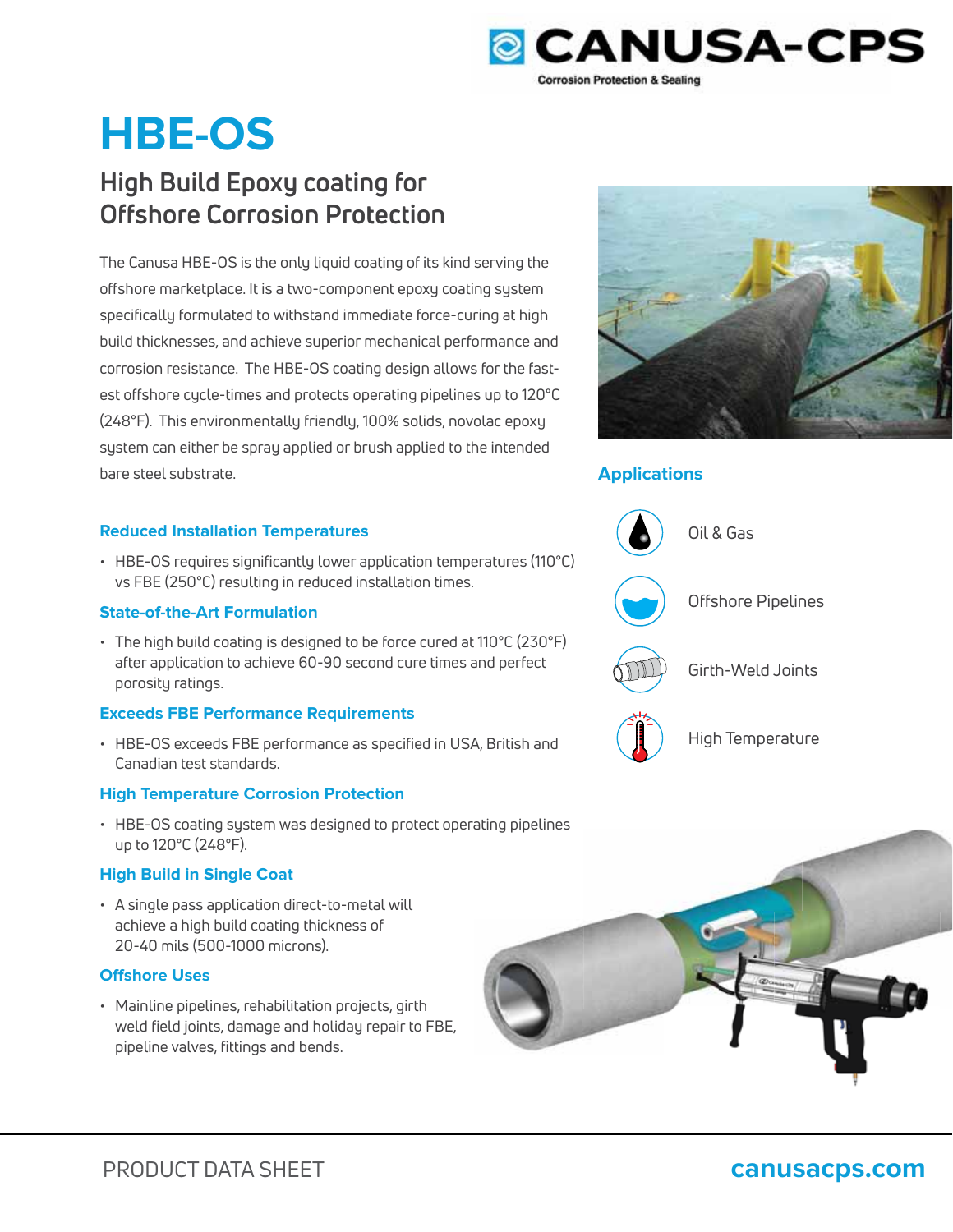# HBE-OS

## High Build Epoxy coating for Offshore Corrosion Protection

The Canusa HBE-OS is the only liquid coating of its kind serving the offshore marketplace. It is a two-component epoxy coating system specifically formulated to withstand immediate force-curing at high build thicknesses, and achieve superior mechanical performance and corrosion resistance. The HBE-OS coating design allows for the fastest offshore cycle-times and protects operating pipelines up to 120°C (248°F). This environmentally friendly, 100% solids, novolac epoxy system can either be spray applied or brush applied to the intended bare steel substrate.

### Reduced Installation Temperatures

- HBE-OS requires significantly lower application temperatures (110°C) vs FBE (250°C) resulting in reduced installation times.

### State-of-the-Art Formulation

- The high build coating is designed to be force cured at 110°C (230°F) after application to achieve 60-90 second cure times and perfect porosity ratings.

### Exceeds FBE Performance Requirements

- HBE-OS exceeds FBE performance as specified in USA, British and Canadian test standards.

### High Temperature Corrosion Protection

- HBE-OS coating system was designed to protect operating pipelines up to 120°C (248°F).

### High Build in Single Coat

- A single pass application direct-to-metal will achieve a high build coating thickness of 20-40 mils (500-1000 microns).

### Offshore Uses

- Mainline pipelines, rehabilitation projects, girth weld field joints, damage and holiday repair to FBE, pipeline valves, fittings and bends.

### Applications

- Oil & Gas
- Offshore Pipelines
- Girth-Weld Joints
- High Temperature

PRODUCT DATA SHEET

canusacps.com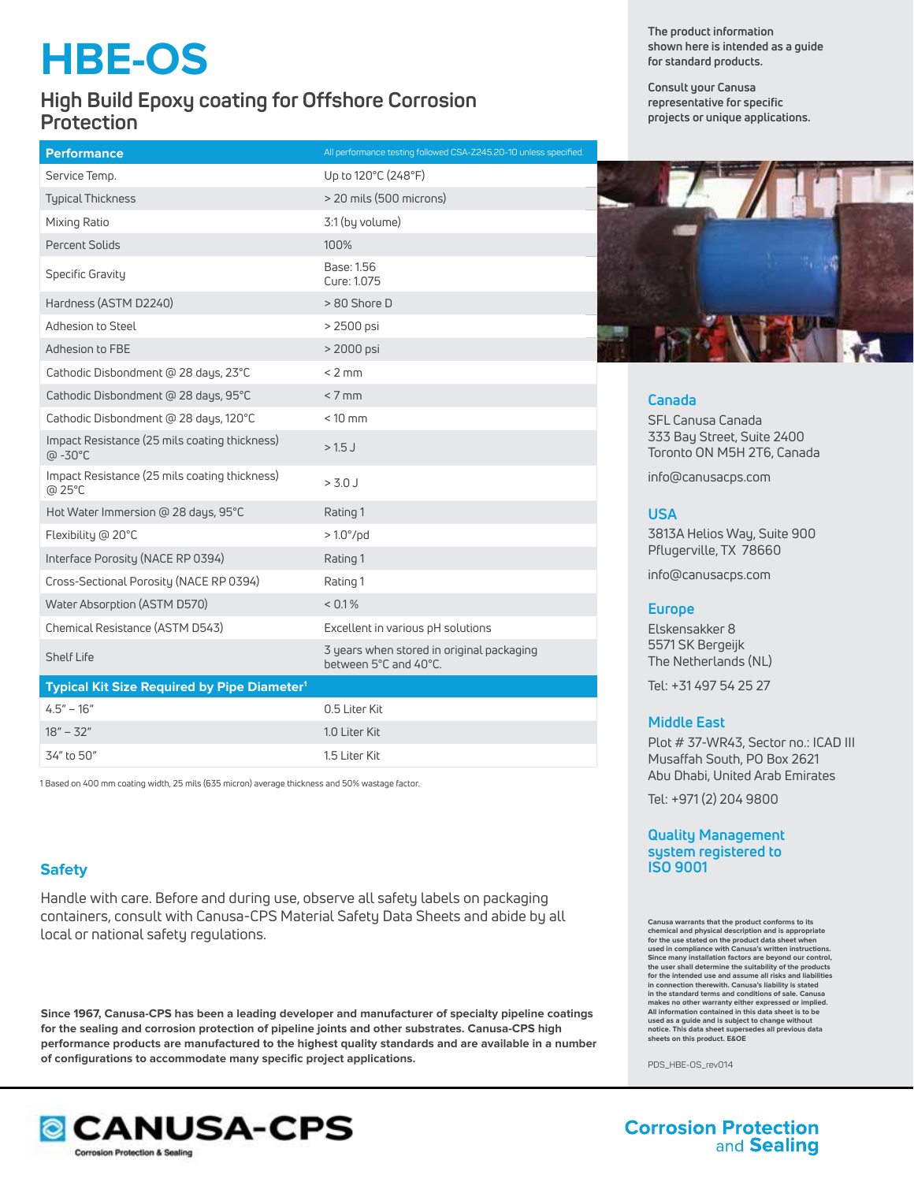# HBE-OS

## High Build Epoxy coating for Offshore Corrosion Protection

| Performance | All performance testing followed CSA-Z245.20-10 unless specified. |
|---|---|
| Service Temp. | Up to 120°C (248°F) |
| Typical Thickness | > 20 mils (500 microns) |
| Mixing Ratio | 3:1 (by volume) |
| Percent Solids | 100% |
| Specific Gravity | Base: 1.56<br>Cure: 1.075 |
| Hardness (ASTM D2240) | > 80 Shore D |
| Adhesion to Steel | > 2500 psi |
| Adhesion to FBE | > 2000 psi |
| Cathodic Disbondment @ 28 days, 23°C | < 2 mm |
| Cathodic Disbondment @ 28 days, 95°C | < 7 mm |
| Cathodic Disbondment @ 28 days, 120°C | < 10 mm |
| Impact Resistance (25 mils coating thickness) @ -30°C | > 1.5 J |
| Impact Resistance (25 mils coating thickness) @ 25°C | > 3.0 J |
| Hot Water Immersion @ 28 days, 95°C | Rating 1 |
| Flexibility @ 20°C | > 1.0°/pd |
| Interface Porosity (NACE RP 0394) | Rating 1 |
| Cross-Sectional Porosity (NACE RP 0394) | Rating 1 |
| Water Absorption (ASTM D570) | < 0.1 % |
| Chemical Resistance (ASTM D543) | Excellent in various pH solutions |
| Shelf Life | 3 years when stored in original packaging between 5°C and 40°C. |
| **Typical Kit Size Required by Pipe Diameter[1]** | |
| 4.5" – 16" | 0.5 Liter Kit |
| 18" – 32" | 1.0 Liter Kit |
| 34" to 50" | 1.5 Liter Kit |

1 Based on 400 mm coating width, 25 mils (635 micron) average thickness and 50% wastage factor.

## Safety

Handle with care. Before and during use, observe all safety labels on packaging containers, consult with Canusa-CPS Material Safety Data Sheets and abide by all local or national safety regulations.

**Since 1967, Canusa-CPS has been a leading developer and manufacturer of specialty pipeline coatings for the sealing and corrosion protection of pipeline joints and other substrates. Canusa-CPS high performance products are manufactured to the highest quality standards and are available in a number of configurations to accommodate many specific project applications.**

**The product information shown here is intended as a guide for standard products.**

**Consult your Canusa representative for specific projects or unique applications.**

### Canada

SFL Canusa Canada
333 Bay Street, Suite 2400
Toronto ON M5H 2T6, Canada

info@canusacps.com

### USA

3813A Helios Way, Suite 900
Pflugerville, TX 78660

info@canusacps.com

### Europe

Elskensakker 8
5571 SK Bergeijk
The Netherlands (NL)

Tel: +31 497 54 25 27

### Middle East

Plot # 37-WR43, Sector no.: ICAD III
Musaffah South, PO Box 2621
Abu Dhabi, United Arab Emirates

Tel: +971 (2) 204 9800

### Quality Management system registered to ISO 9001

**Canusa warrants that the product conforms to its chemical and physical description and is appropriate for the use stated on the product data sheet when used in compliance with Canusa's written instructions. Since many installation factors are beyond our control, the user shall determine the suitability of the products for the intended use and assume all risks and liabilities in connection therewith. Canusa's liability is stated in the standard terms and conditions of sale. Canusa makes no other warranty either expressed or implied. All information contained in this data sheet is to be used as a guide and is subject to change without notice. This data sheet supersedes all previous data sheets on this product. E&OE**

PDS_HBE-OS_rev014

CANUSA-CPS
Corrosion Protection & Sealing

Corrosion Protection and Sealing